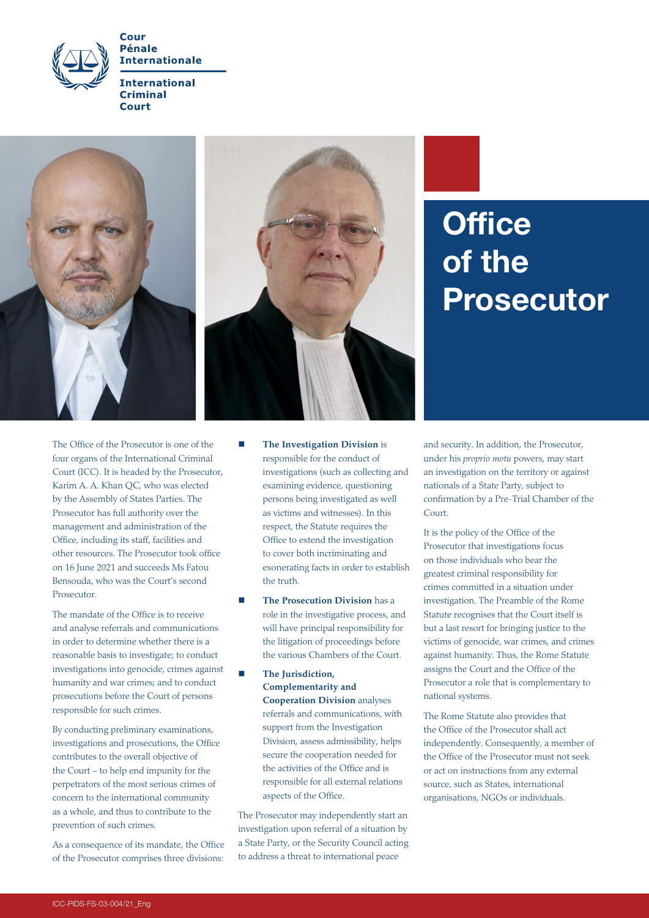Cour Pénale Internationale

International Criminal Court

# Office of the Prosecutor

The Office of the Prosecutor is one of the four organs of the International Criminal Court (ICC). It is headed by the Prosecutor, Karim A. A. Khan QC, who was elected by the Assembly of States Parties. The Prosecutor has full authority over the management and administration of the Office, including its staff, facilities and other resources. The Prosecutor took office on 16 June 2021 and succeeds Ms Fatou Bensouda, who was the Court's second Prosecutor.

The mandate of the Office is to receive and analyse referrals and communications in order to determine whether there is a reasonable basis to investigate; to conduct investigations into genocide, crimes against humanity and war crimes; and to conduct prosecutions before the Court of persons responsible for such crimes.

By conducting preliminary examinations, investigations and prosecutions, the Office contributes to the overall objective of the Court – to help end impunity for the perpetrators of the most serious crimes of concern to the international community as a whole, and thus to contribute to the prevention of such crimes.

As a consequence of its mandate, the Office of the Prosecutor comprises three divisions:

- **The Investigation Division** is responsible for the conduct of investigations (such as collecting and examining evidence, questioning persons being investigated as well as victims and witnesses). In this respect, the Statute requires the Office to extend the investigation to cover both incriminating and exonerating facts in order to establish the truth.
- **The Prosecution Division** has a role in the investigative process, and will have principal responsibility for the litigation of proceedings before the various Chambers of the Court.
- **The Jurisdiction, Complementarity and Cooperation Division** analyses referrals and communications, with support from the Investigation Division, assess admissibility, helps secure the cooperation needed for the activities of the Office and is responsible for all external relations aspects of the Office.

The Prosecutor may independently start an investigation upon referral of a situation by a State Party, or the Security Council acting to address a threat to international peace and security. In addition, the Prosecutor, under his *proprio motu* powers, may start an investigation on the territory or against nationals of a State Party, subject to confirmation by a Pre-Trial Chamber of the Court.

It is the policy of the Office of the Prosecutor that investigations focus on those individuals who bear the greatest criminal responsibility for crimes committed in a situation under investigation. The Preamble of the Rome Statute recognises that the Court itself is but a last resort for bringing justice to the victims of genocide, war crimes, and crimes against humanity. Thus, the Rome Statute assigns the Court and the Office of the Prosecutor a role that is complementary to national systems.

The Rome Statute also provides that the Office of the Prosecutor shall act independently. Consequently, a member of the Office of the Prosecutor must not seek or act on instructions from any external source, such as States, international organisations, NGOs or individuals.

ICC-PIDS-FS-03-004/21_Eng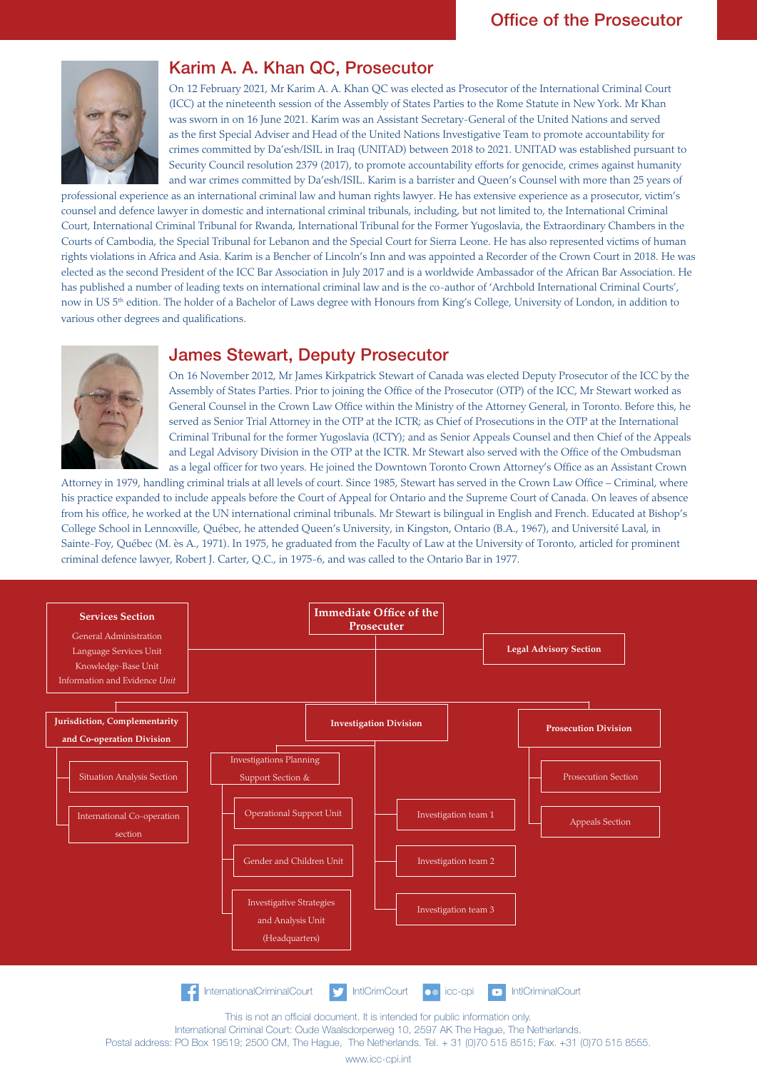# Office of the Prosecutor

## Karim A. A. Khan QC, Prosecutor

On 12 February 2021, Mr Karim A. A. Khan QC was elected as Prosecutor of the International Criminal Court (ICC) at the nineteenth session of the Assembly of States Parties to the Rome Statute in New York. Mr Khan was sworn in on 16 June 2021. Karim was an Assistant Secretary-General of the United Nations and served as the first Special Adviser and Head of the United Nations Investigative Team to promote accountability for crimes committed by Da'esh/ISIL in Iraq (UNITAD) between 2018 to 2021. UNITAD was established pursuant to Security Council resolution 2379 (2017), to promote accountability efforts for genocide, crimes against humanity and war crimes committed by Da'esh/ISIL. Karim is a barrister and Queen's Counsel with more than 25 years of professional experience as an international criminal law and human rights lawyer. He has extensive experience as a prosecutor, victim's counsel and defence lawyer in domestic and international criminal tribunals, including, but not limited to, the International Criminal Court, International Criminal Tribunal for Rwanda, International Tribunal for the Former Yugoslavia, the Extraordinary Chambers in the Courts of Cambodia, the Special Tribunal for Lebanon and the Special Court for Sierra Leone. He has also represented victims of human rights violations in Africa and Asia. Karim is a Bencher of Lincoln's Inn and was appointed a Recorder of the Crown Court in 2018. He was elected as the second President of the ICC Bar Association in July 2017 and is a worldwide Ambassador of the African Bar Association. He has published a number of leading texts on international criminal law and is the co-author of 'Archbold International Criminal Courts', now in US 5th edition. The holder of a Bachelor of Laws degree with Honours from King's College, University of London, in addition to various other degrees and qualifications.

## James Stewart, Deputy Prosecutor

On 16 November 2012, Mr James Kirkpatrick Stewart of Canada was elected Deputy Prosecutor of the ICC by the Assembly of States Parties. Prior to joining the Office of the Prosecutor (OTP) of the ICC, Mr Stewart worked as General Counsel in the Crown Law Office within the Ministry of the Attorney General, in Toronto. Before this, he served as Senior Trial Attorney in the OTP at the ICTR; as Chief of Prosecutions in the OTP at the International Criminal Tribunal for the former Yugoslavia (ICTY); and as Senior Appeals Counsel and then Chief of the Appeals and Legal Advisory Division in the OTP at the ICTR. Mr Stewart also served with the Office of the Ombudsman as a legal officer for two years. He joined the Downtown Toronto Crown Attorney's Office as an Assistant Crown Attorney in 1979, handling criminal trials at all levels of court. Since 1985, Stewart has served in the Crown Law Office – Criminal, where his practice expanded to include appeals before the Court of Appeal for Ontario and the Supreme Court of Canada. On leaves of absence from his office, he worked at the UN international criminal tribunals. Mr Stewart is bilingual in English and French. Educated at Bishop's College School in Lennoxville, Québec, he attended Queen's University, in Kingston, Ontario (B.A., 1967), and Université Laval, in Sainte-Foy, Québec (M. ès A., 1971). In 1975, he graduated from the Faculty of Law at the University of Toronto, articled for prominent criminal defence lawyer, Robert J. Carter, Q.C., in 1975-6, and was called to the Ontario Bar in 1977.

**Immediate Office of the Prosecuter**

**Services Section**
- General Administration
- Language Services Unit
- Knowledge-Base Unit
- Information and Evidence *Unit*

**Legal Advisory Section**

**Jurisdiction, Complementarity and Co-operation Division**
- Situation Analysis Section
- International Co-operation section

**Investigation Division**
- Investigations Planning Support Section &
  - Operational Support Unit
  - Gender and Children Unit
  - Investigative Strategies and Analysis Unit (Headquarters)
- Investigation team 1
- Investigation team 2
- Investigation team 3

**Prosecution Division**
- Prosecution Section
- Appeals Section

InternationalCriminalCourt | IntlCrimCourt | icc-cpi | IntlCriminalCourt

This is not an official document. It is intended for public information only.
International Criminal Court: Oude Waalsdorperweg 10, 2597 AK The Hague, The Netherlands.
Postal address: PO Box 19519; 2500 CM, The Hague, The Netherlands. Tel. + 31 (0)70 515 8515; Fax. +31 (0)70 515 8555.
www.icc-cpi.int